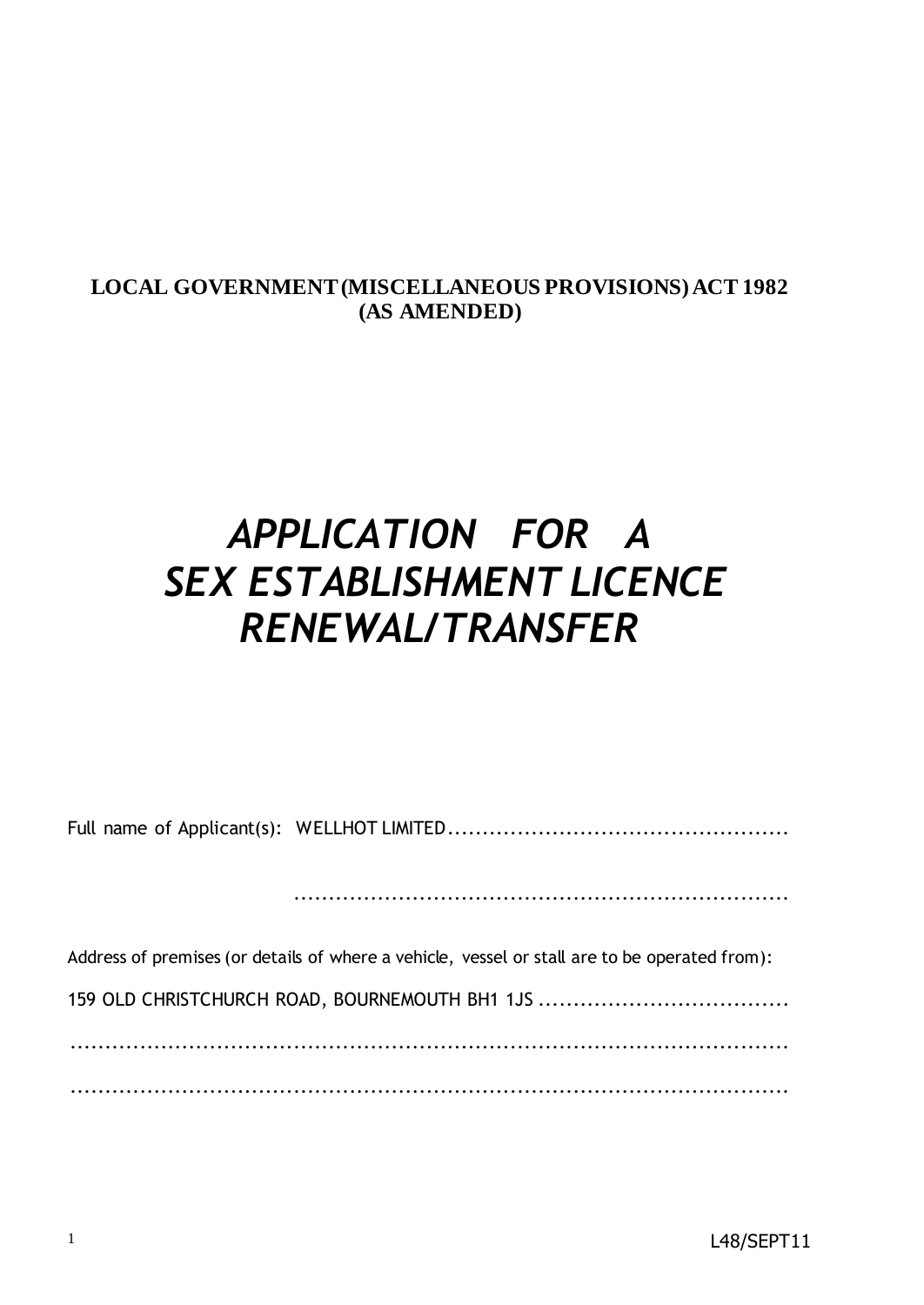**LOCAL GOVERNMENT (MISCELLANEOUS PROVISIONS) ACT 1982**
**(AS AMENDED)**

# *APPLICATION FOR A SEX ESTABLISHMENT LICENCE RENEWAL/TRANSFER*

Full name of Applicant(s): WELLHOT LIMITED.................................................

.......................................................................

Address of premises (or details of where a vehicle, vessel or stall are to be operated from):

159 OLD CHRISTCHURCH ROAD, BOURNEMOUTH BH1 1JS ....................................

..........................................................................................

..........................................................................................

L48/SEPT11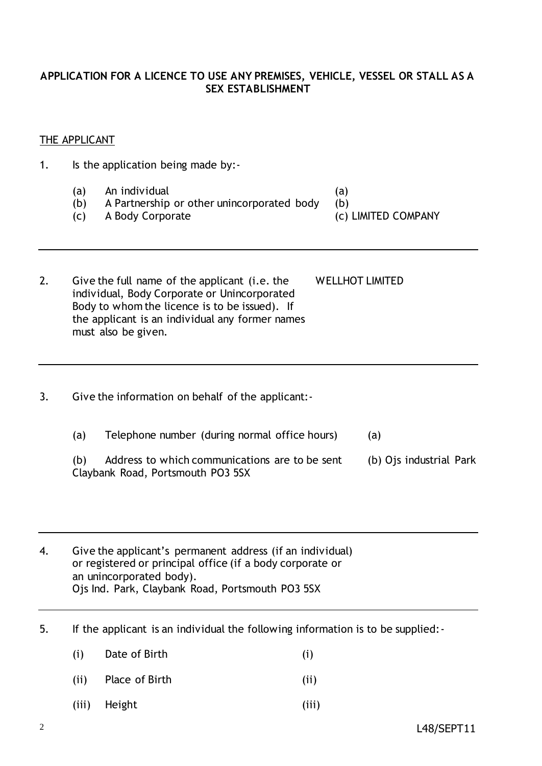**APPLICATION FOR A LICENCE TO USE ANY PREMISES, VEHICLE, VESSEL OR STALL AS A SEX ESTABLISHMENT**

THE APPLICANT

1. Is the application being made by:-

| | | |
|---|---|---|
| (a) | An individual | (a) |
| (b) | A Partnership or other unincorporated body | (b) |
| (c) | A Body Corporate | (c) LIMITED COMPANY |

---

2. Give the full name of the applicant (i.e. the individual, Body Corporate or Unincorporated Body to whom the licence is to be issued). If the applicant is an individual any former names must also be given.

   WELLHOT LIMITED

---

3. Give the information on behalf of the applicant:-

   (a) Telephone number (during normal office hours) (a)

   (b) Address to which communications are to be sent (b) Ojs industrial Park Claybank Road, Portsmouth PO3 5SX

---

4. Give the applicant's permanent address (if an individual) or registered or principal office (if a body corporate or an unincorporated body).
   Ojs Ind. Park, Claybank Road, Portsmouth PO3 5SX

---

5. If the applicant is an individual the following information is to be supplied:-

| | | |
|---|---|---|
| (i) | Date of Birth | (i) |
| (ii) | Place of Birth | (ii) |
| (iii) | Height | (iii) |

L48/SEPT11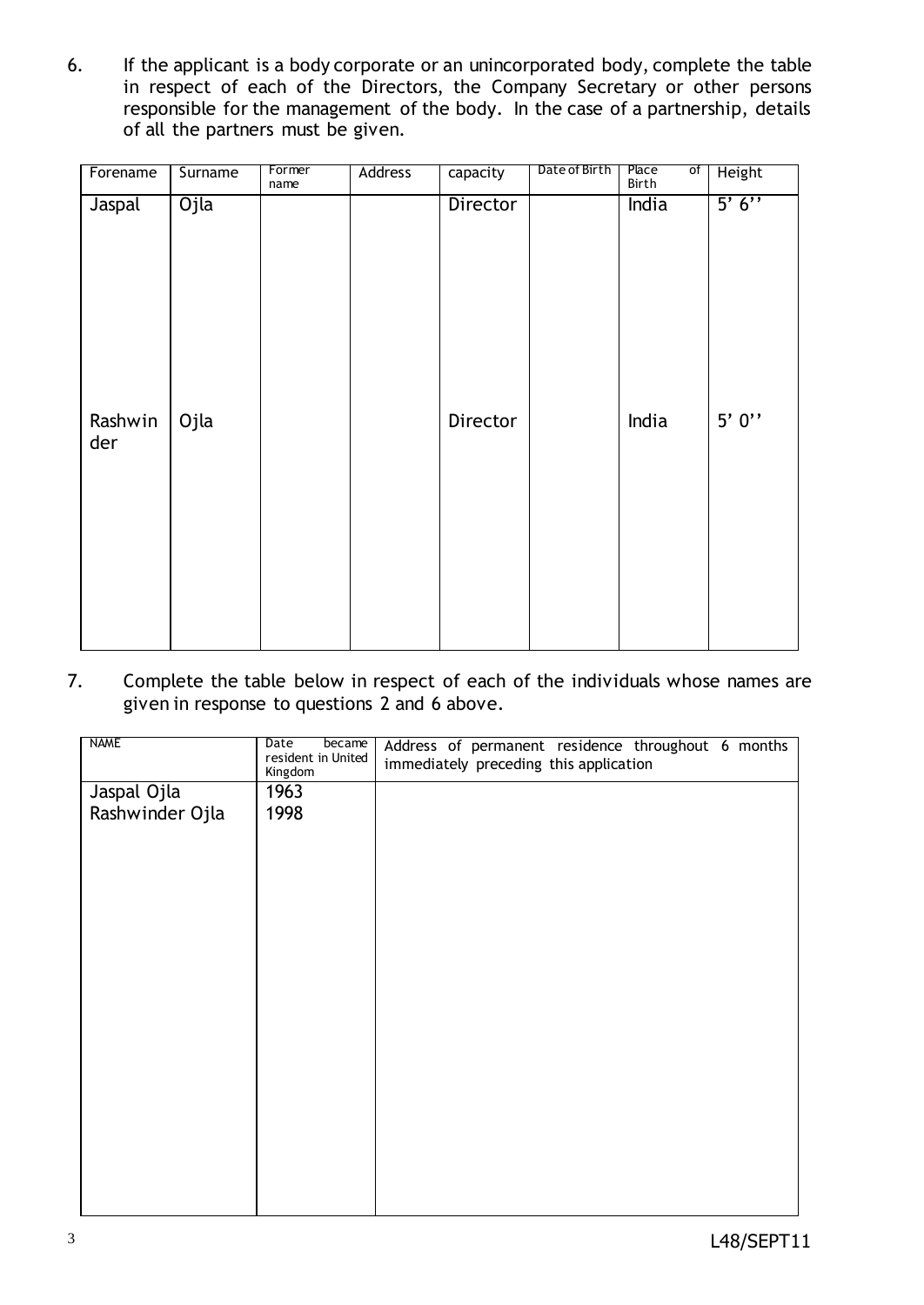6. If the applicant is a body corporate or an unincorporated body, complete the table in respect of each of the Directors, the Company Secretary or other persons responsible for the management of the body. In the case of a partnership, details of all the partners must be given.

| Forename | Surname | Former name | Address | capacity | Date of Birth | Place of Birth | Height |
|---|---|---|---|---|---|---|---|
| Jaspal | Ojla | | | Director | | India | 5' 6'' |
| Rashwinder | Ojla | | | Director | | India | 5' 0'' |

7. Complete the table below in respect of each of the individuals whose names are given in response to questions 2 and 6 above.

| NAME | Date became resident in United Kingdom | Address of permanent residence throughout 6 months immediately preceding this application |
|---|---|---|
| Jaspal Ojla | 1963 | |
| Rashwinder Ojla | 1998 | |

L48/SEPT11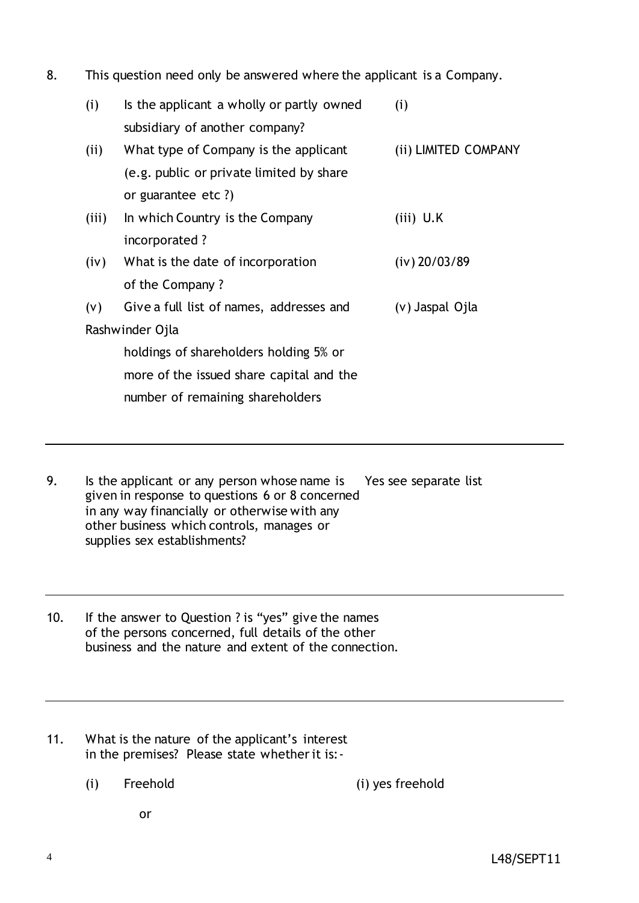8. This question need only be answered where the applicant is a Company.

| | | |
|---|---|---|
| (i) | Is the applicant a wholly or partly owned subsidiary of another company? | (i) |
| (ii) | What type of Company is the applicant (e.g. public or private limited by share or guarantee etc ?) | (ii) LIMITED COMPANY |
| (iii) | In which Country is the Company incorporated ? | (iii) U.K |
| (iv) | What is the date of incorporation of the Company ? | (iv) 20/03/89 |
| (v) | Give a full list of names, addresses and holdings of shareholders holding 5% or more of the issued share capital and the number of remaining shareholders | (v) Jaspal Ojla |

Rashwinder Ojla

---

9. Is the applicant or any person whose name is given in response to questions 6 or 8 concerned in any way financially or otherwise with any other business which controls, manages or supplies sex establishments? Yes see separate list

---

10. If the answer to Question ? is "yes" give the names of the persons concerned, full details of the other business and the nature and extent of the connection.

---

11. What is the nature of the applicant's interest in the premises? Please state whether it is:-

    (i) Freehold (i) yes freehold

    or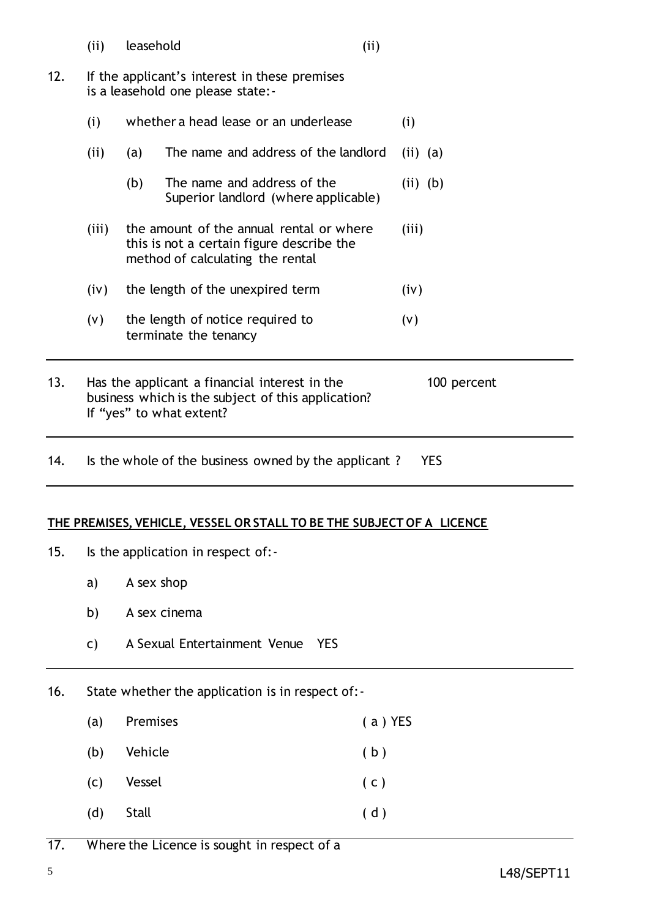(ii) leasehold (ii)

12. If the applicant's interest in these premises is a leasehold one please state:-

| | | | |
|---|---|---|---|
| (i) | whether a head lease or an underlease | | (i) |
| (ii) | (a) | The name and address of the landlord | (ii) (a) |
| | (b) | The name and address of the Superior landlord (where applicable) | (ii) (b) |
| (iii) | the amount of the annual rental or where this is not a certain figure describe the method of calculating the rental | | (iii) |
| (iv) | the length of the unexpired term | | (iv) |
| (v) | the length of notice required to terminate the tenancy | | (v) |

---

13. Has the applicant a financial interest in the business which is the subject of this application? If "yes" to what extent? 100 percent

---

14. Is the whole of the business owned by the applicant ? YES

---

**THE PREMISES, VEHICLE, VESSEL OR STALL TO BE THE SUBJECT OF A LICENCE**

15. Is the application in respect of:-

a) A sex shop

b) A sex cinema

c) A Sexual Entertainment Venue YES

---

16. State whether the application is in respect of:-

| | | |
|---|---|---|
| (a) | Premises | ( a ) YES |
| (b) | Vehicle | ( b ) |
| (c) | Vessel | ( c ) |
| (d) | Stall | ( d ) |

---

17. Where the Licence is sought in respect of a

L48/SEPT11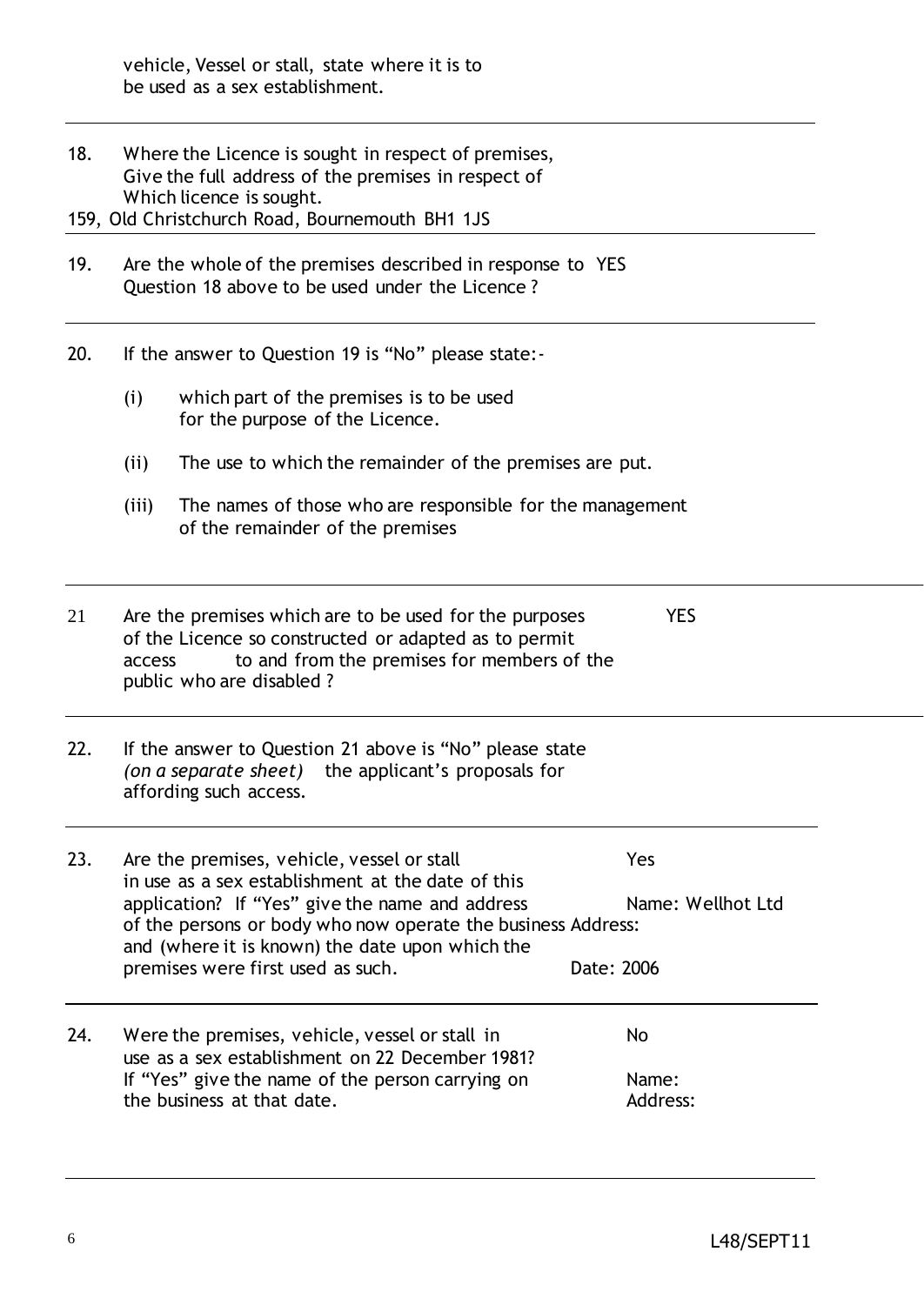vehicle, Vessel or stall, state where it is to be used as a sex establishment.

---

18. Where the Licence is sought in respect of premises, Give the full address of the premises in respect of Which licence is sought.

159, Old Christchurch Road, Bournemouth BH1 1JS

---

19. Are the whole of the premises described in response to Question 18 above to be used under the Licence ? YES

---

20. If the answer to Question 19 is "No" please state:-

    (i) which part of the premises is to be used for the purpose of the Licence.

    (ii) The use to which the remainder of the premises are put.

    (iii) The names of those who are responsible for the management of the remainder of the premises

---

21. Are the premises which are to be used for the purposes of the Licence so constructed or adapted as to permit access to and from the premises for members of the public who are disabled ? YES

---

22. If the answer to Question 21 above is "No" please state *(on a separate sheet)* the applicant's proposals for affording such access.

---

23. Are the premises, vehicle, vessel or stall in use as a sex establishment at the date of this application? If "Yes" give the name and address of the persons or body who now operate the business and (where it is known) the date upon which the premises were first used as such.

    Yes

    Name: Wellhot Ltd

    Address:

    Date: 2006

---

24. Were the premises, vehicle, vessel or stall in use as a sex establishment on 22 December 1981? If "Yes" give the name of the person carrying on the business at that date.

    No

    Name:

    Address:

---

L48/SEPT11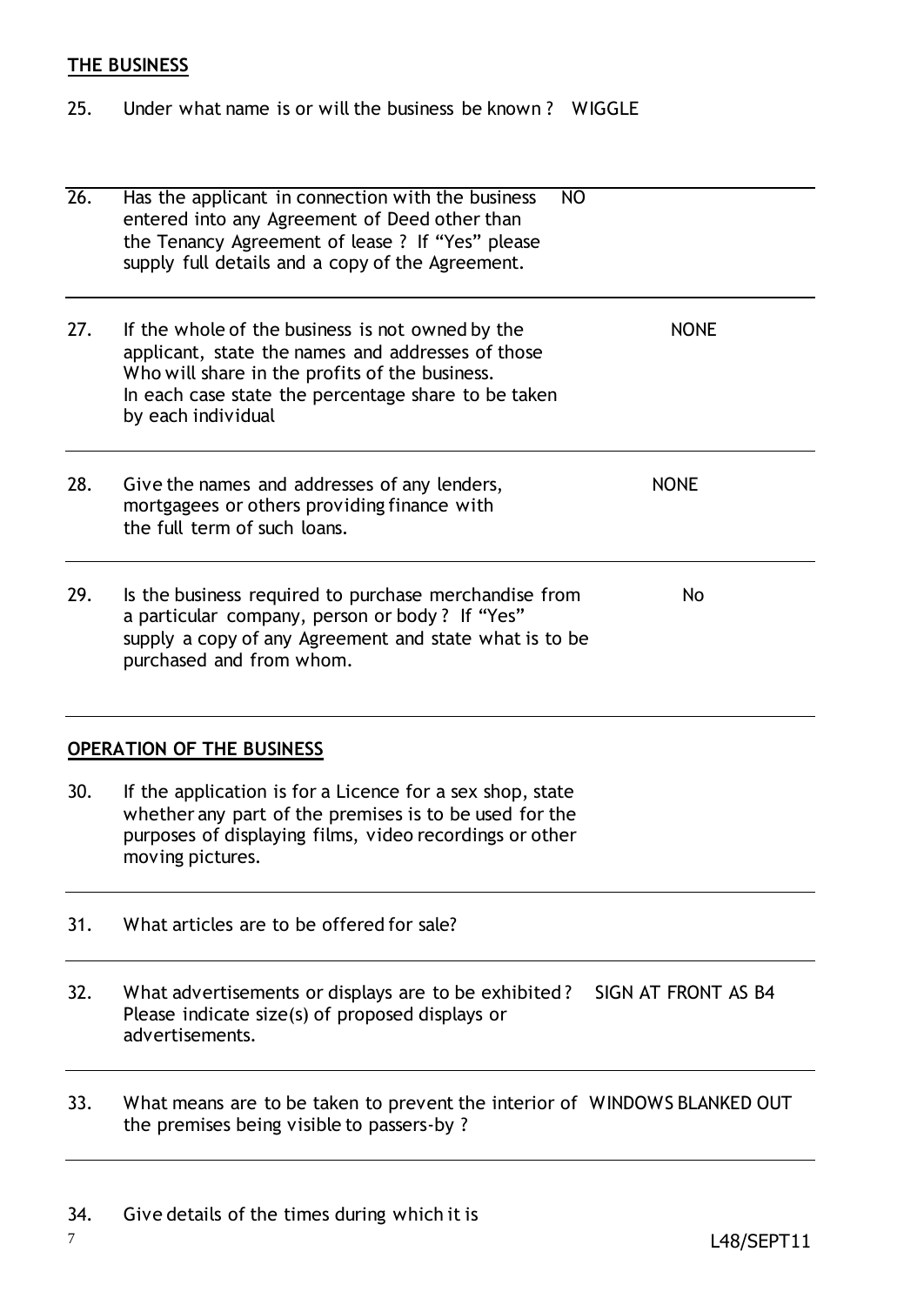## THE BUSINESS

25. Under what name is or will the business be known ? WIGGLE

26. Has the applicant in connection with the business entered into any Agreement of Deed other than the Tenancy Agreement of lease ? If "Yes" please supply full details and a copy of the Agreement. NO

27. If the whole of the business is not owned by the applicant, state the names and addresses of those Who will share in the profits of the business. In each case state the percentage share to be taken by each individual NONE

28. Give the names and addresses of any lenders, mortgagees or others providing finance with the full term of such loans. NONE

29. Is the business required to purchase merchandise from a particular company, person or body ? If "Yes" supply a copy of any Agreement and state what is to be purchased and from whom. No

## OPERATION OF THE BUSINESS

30. If the application is for a Licence for a sex shop, state whether any part of the premises is to be used for the purposes of displaying films, video recordings or other moving pictures.

31. What articles are to be offered for sale?

32. What advertisements or displays are to be exhibited ? Please indicate size(s) of proposed displays or advertisements. SIGN AT FRONT AS B4

33. What means are to be taken to prevent the interior of the premises being visible to passers-by ? WINDOWS BLANKED OUT

34. Give details of the times during which it is

L48/SEPT11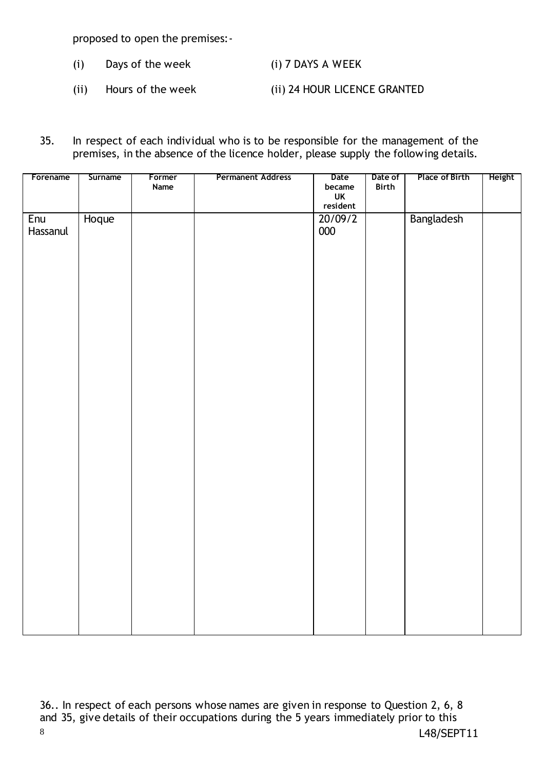proposed to open the premises:-

(i) Days of the week (i) 7 DAYS A WEEK

(ii) Hours of the week (ii) 24 HOUR LICENCE GRANTED

35. In respect of each individual who is to be responsible for the management of the premises, in the absence of the licence holder, please supply the following details.

| Forename | Surname | Former Name | Permanent Address | Date became UK resident | Date of Birth | Place of Birth | Height |
|---|---|---|---|---|---|---|---|
| Enu Hassanul | Hoque | | | 20/09/2000 | | Bangladesh | |

36.. In respect of each persons whose names are given in response to Question 2, 6, 8 and 35, give details of their occupations during the 5 years immediately prior to this

L48/SEPT11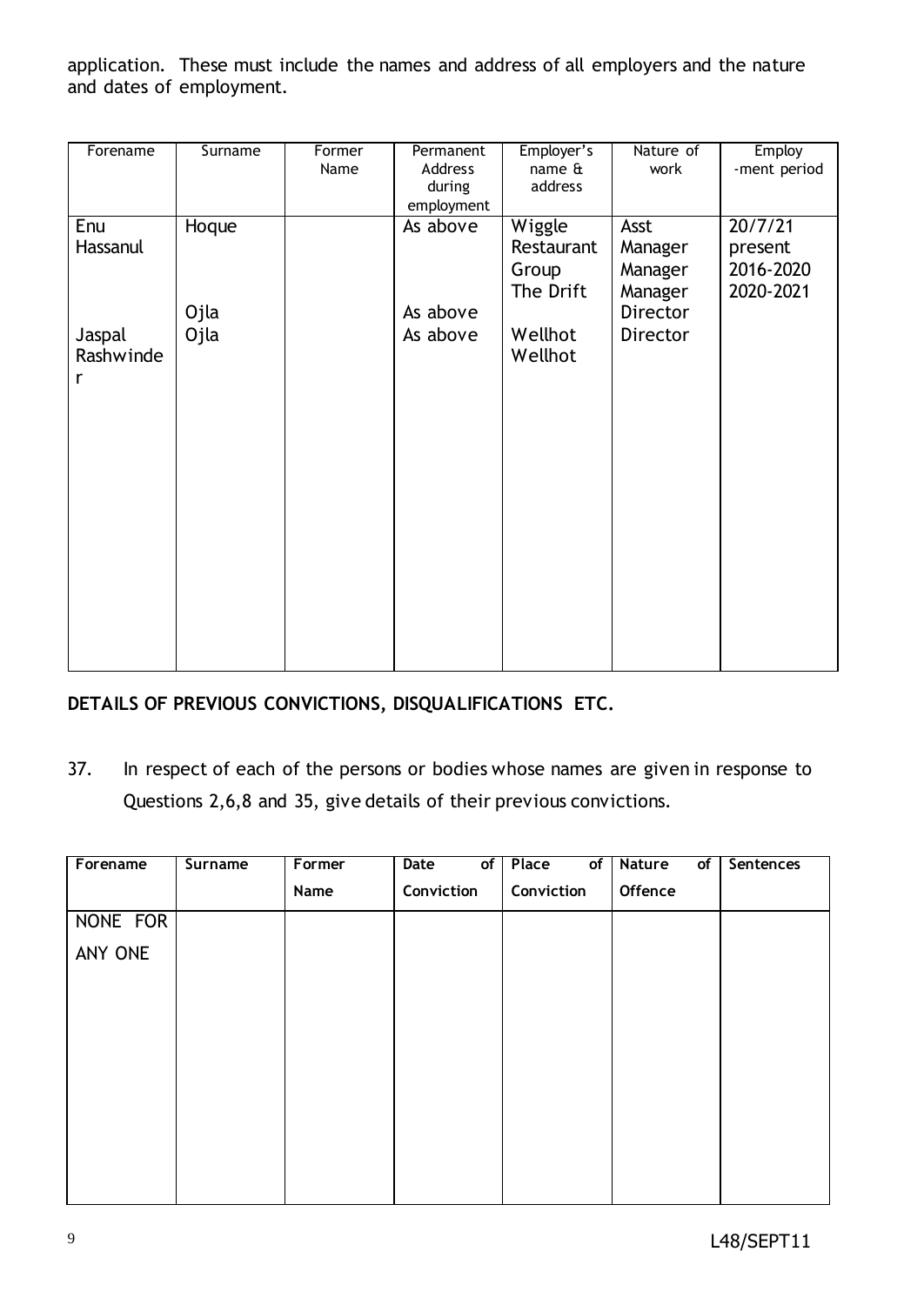application. These must include the names and address of all employers and the nature and dates of employment.

| Forename | Surname | Former Name | Permanent Address during employment | Employer's name & address | Nature of work | Employ -ment period |
| --- | --- | --- | --- | --- | --- | --- |
| Enu Hassanul | Hoque | | As above | Wiggle Restaurant Group The Drift | Asst Manager Manager Manager | 20/7/21 present 2016-2020 2020-2021 |
| | Ojla | | As above | | Director | |
| Jaspal Rashwinder | Ojla | | As above | Wellhot Wellhot | Director | |

**DETAILS OF PREVIOUS CONVICTIONS, DISQUALIFICATIONS ETC.**

37. In respect of each of the persons or bodies whose names are given in response to Questions 2,6,8 and 35, give details of their previous convictions.

| Forename | Surname | Former Name | Date of Conviction | Place of Conviction | Nature of Offence | Sentences |
| --- | --- | --- | --- | --- | --- | --- |
| NONE FOR ANY ONE | | | | | | |

L48/SEPT11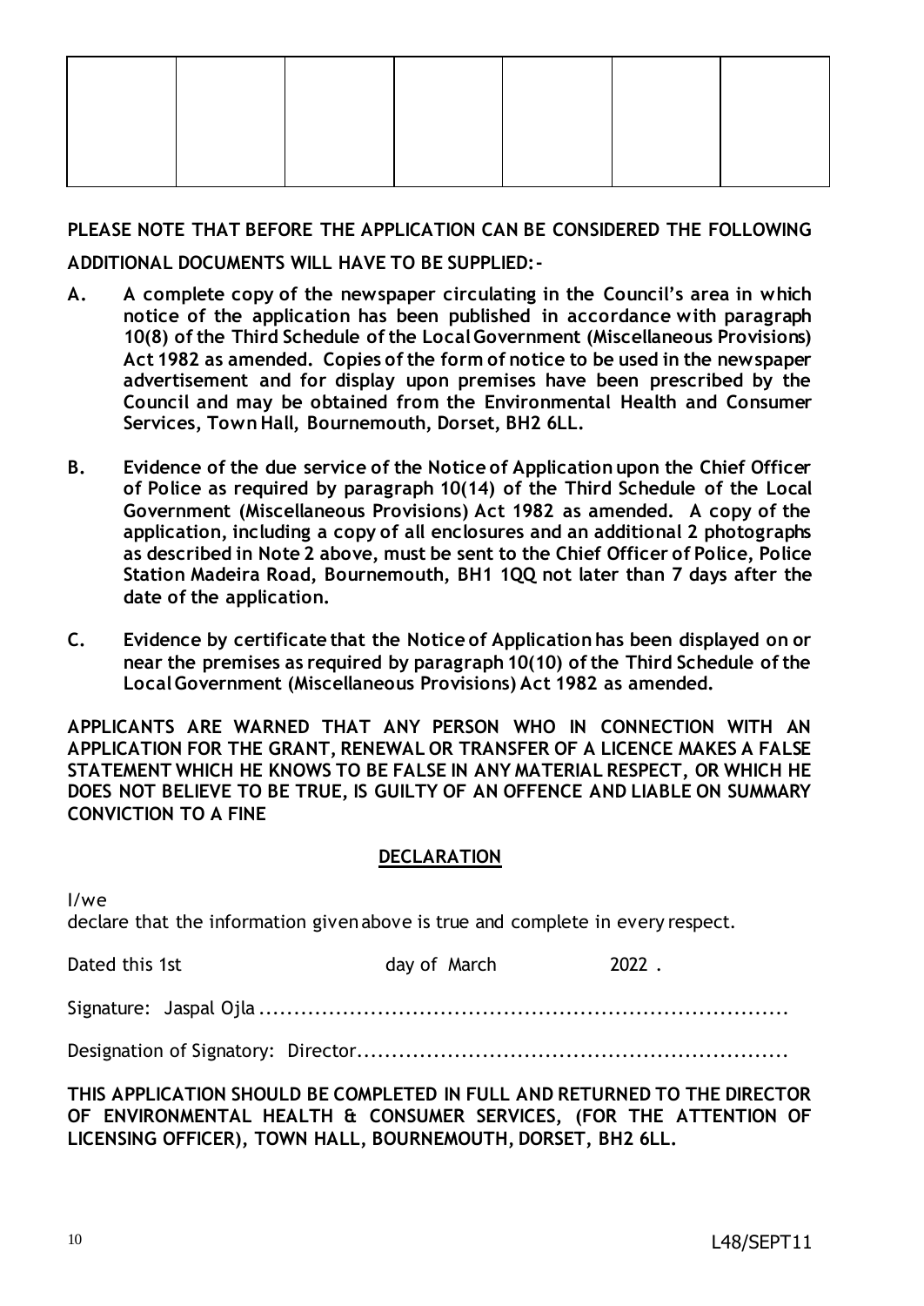| | | | | | | |
|---|---|---|---|---|---|---|
| | | | | | | |

**PLEASE NOTE THAT BEFORE THE APPLICATION CAN BE CONSIDERED THE FOLLOWING ADDITIONAL DOCUMENTS WILL HAVE TO BE SUPPLIED:-**

**A. A complete copy of the newspaper circulating in the Council's area in which notice of the application has been published in accordance with paragraph 10(8) of the Third Schedule of the Local Government (Miscellaneous Provisions) Act 1982 as amended. Copies of the form of notice to be used in the newspaper advertisement and for display upon premises have been prescribed by the Council and may be obtained from the Environmental Health and Consumer Services, Town Hall, Bournemouth, Dorset, BH2 6LL.**

**B. Evidence of the due service of the Notice of Application upon the Chief Officer of Police as required by paragraph 10(14) of the Third Schedule of the Local Government (Miscellaneous Provisions) Act 1982 as amended. A copy of the application, including a copy of all enclosures and an additional 2 photographs as described in Note 2 above, must be sent to the Chief Officer of Police, Police Station Madeira Road, Bournemouth, BH1 1QQ not later than 7 days after the date of the application.**

**C. Evidence by certificate that the Notice of Application has been displayed on or near the premises as required by paragraph 10(10) of the Third Schedule of the Local Government (Miscellaneous Provisions) Act 1982 as amended.**

**APPLICANTS ARE WARNED THAT ANY PERSON WHO IN CONNECTION WITH AN APPLICATION FOR THE GRANT, RENEWAL OR TRANSFER OF A LICENCE MAKES A FALSE STATEMENT WHICH HE KNOWS TO BE FALSE IN ANY MATERIAL RESPECT, OR WHICH HE DOES NOT BELIEVE TO BE TRUE, IS GUILTY OF AN OFFENCE AND LIABLE ON SUMMARY CONVICTION TO A FINE**

**DECLARATION**

I/we
declare that the information given above is true and complete in every respect.

Dated this 1st day of March 2022 .

Signature: Jaspal Ojla ............................................................................

Designation of Signatory: Director..............................................................

**THIS APPLICATION SHOULD BE COMPLETED IN FULL AND RETURNED TO THE DIRECTOR OF ENVIRONMENTAL HEALTH & CONSUMER SERVICES, (FOR THE ATTENTION OF LICENSING OFFICER), TOWN HALL, BOURNEMOUTH, DORSET, BH2 6LL.**

L48/SEPT11